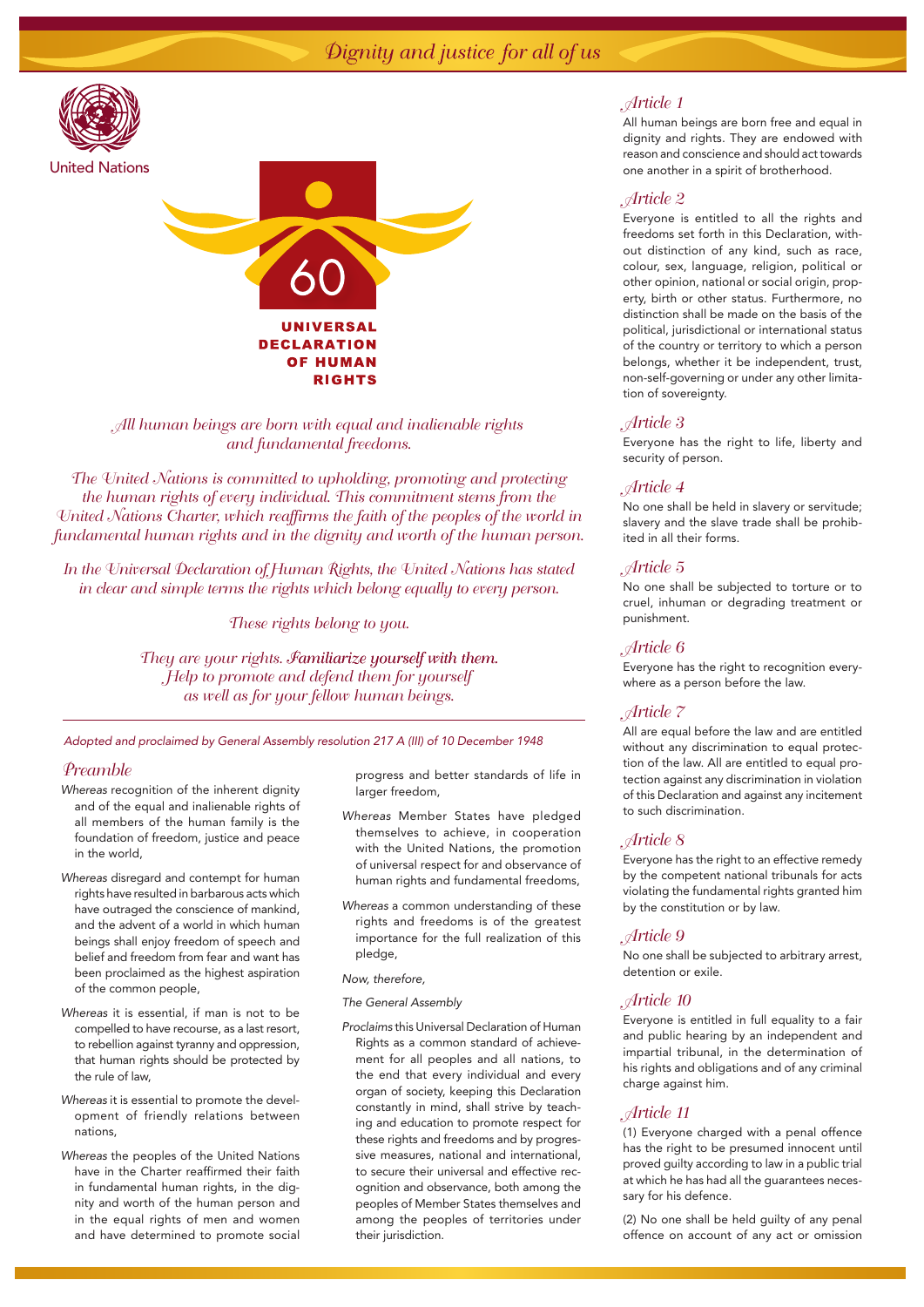*Dignity and justice for all of us*

United Nations

60

# UNIVERSAL DECLARATION OF HUMAN RIGHTS

*All human beings are born with equal and inalienable rights and fundamental freedoms.*

*The United Nations is committed to upholding, promoting and protecting the human rights of every individual. This commitment stems from the United Nations Charter, which reaffirms the faith of the peoples of the world in fundamental human rights and in the dignity and worth of the human person.*

*In the Universal Declaration of Human Rights, the United Nations has stated in clear and simple terms the rights which belong equally to every person.*

*These rights belong to you.*

*They are your rights.* ***Familiarize yourself with them.*** *Help to promote and defend them for yourself as well as for your fellow human beings.*

---

*Adopted and proclaimed by General Assembly resolution 217 A (III) of 10 December 1948*

## Preamble

*Whereas* recognition of the inherent dignity and of the equal and inalienable rights of all members of the human family is the foundation of freedom, justice and peace in the world,

*Whereas* disregard and contempt for human rights have resulted in barbarous acts which have outraged the conscience of mankind, and the advent of a world in which human beings shall enjoy freedom of speech and belief and freedom from fear and want has been proclaimed as the highest aspiration of the common people,

*Whereas* it is essential, if man is not to be compelled to have recourse, as a last resort, to rebellion against tyranny and oppression, that human rights should be protected by the rule of law,

*Whereas* it is essential to promote the development of friendly relations between nations,

*Whereas* the peoples of the United Nations have in the Charter reaffirmed their faith in fundamental human rights, in the dignity and worth of the human person and in the equal rights of men and women and have determined to promote social progress and better standards of life in larger freedom,

*Whereas* Member States have pledged themselves to achieve, in cooperation with the United Nations, the promotion of universal respect for and observance of human rights and fundamental freedoms,

*Whereas* a common understanding of these rights and freedoms is of the greatest importance for the full realization of this pledge,

*Now, therefore,*

*The General Assembly*

*Proclaims* this Universal Declaration of Human Rights as a common standard of achievement for all peoples and all nations, to the end that every individual and every organ of society, keeping this Declaration constantly in mind, shall strive by teaching and education to promote respect for these rights and freedoms and by progressive measures, national and international, to secure their universal and effective recognition and observance, both among the peoples of Member States themselves and among the peoples of territories under their jurisdiction.

## Article 1

All human beings are born free and equal in dignity and rights. They are endowed with reason and conscience and should act towards one another in a spirit of brotherhood.

## Article 2

Everyone is entitled to all the rights and freedoms set forth in this Declaration, without distinction of any kind, such as race, colour, sex, language, religion, political or other opinion, national or social origin, property, birth or other status. Furthermore, no distinction shall be made on the basis of the political, jurisdictional or international status of the country or territory to which a person belongs, whether it be independent, trust, non-self-governing or under any other limitation of sovereignty.

## Article 3

Everyone has the right to life, liberty and security of person.

## Article 4

No one shall be held in slavery or servitude; slavery and the slave trade shall be prohibited in all their forms.

## Article 5

No one shall be subjected to torture or to cruel, inhuman or degrading treatment or punishment.

## Article 6

Everyone has the right to recognition everywhere as a person before the law.

## Article 7

All are equal before the law and are entitled without any discrimination to equal protection of the law. All are entitled to equal protection against any discrimination in violation of this Declaration and against any incitement to such discrimination.

## Article 8

Everyone has the right to an effective remedy by the competent national tribunals for acts violating the fundamental rights granted him by the constitution or by law.

## Article 9

No one shall be subjected to arbitrary arrest, detention or exile.

## Article 10

Everyone is entitled in full equality to a fair and public hearing by an independent and impartial tribunal, in the determination of his rights and obligations and of any criminal charge against him.

## Article 11

(1) Everyone charged with a penal offence has the right to be presumed innocent until proved guilty according to law in a public trial at which he has had all the guarantees necessary for his defence.

(2) No one shall be held guilty of any penal offence on account of any act or omission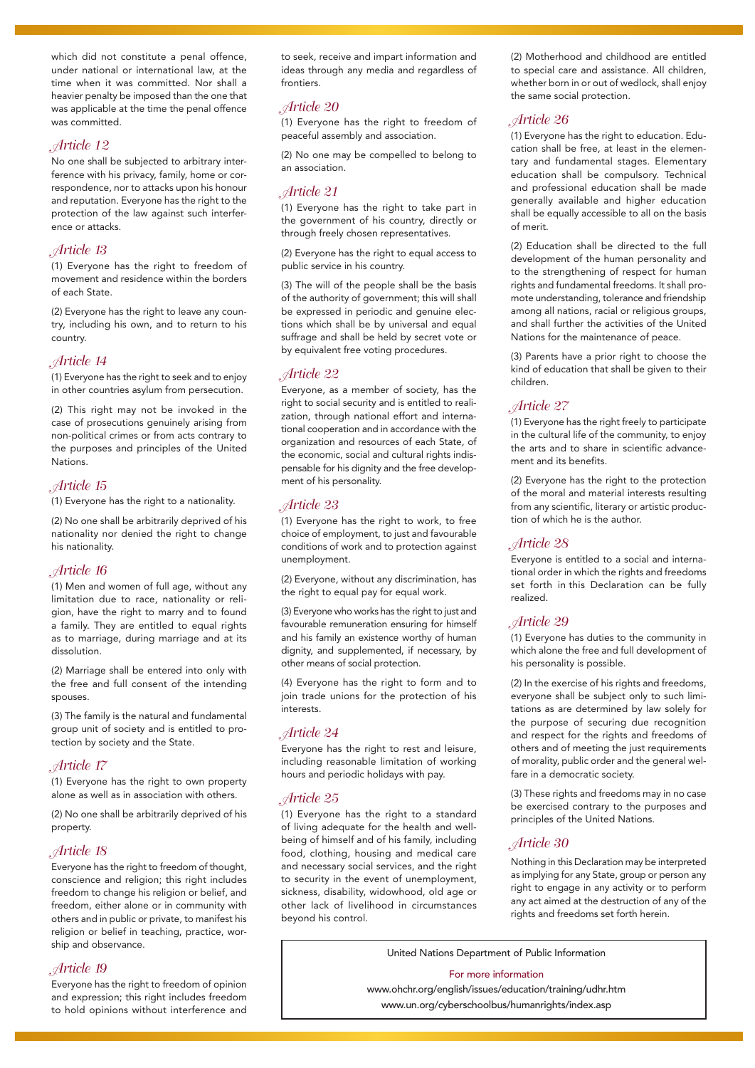which did not constitute a penal offence, under national or international law, at the time when it was committed. Nor shall a heavier penalty be imposed than the one that was applicable at the time the penal offence was committed.

## Article 12

No one shall be subjected to arbitrary interference with his privacy, family, home or correspondence, nor to attacks upon his honour and reputation. Everyone has the right to the protection of the law against such interference or attacks.

## Article 13

(1) Everyone has the right to freedom of movement and residence within the borders of each State.

(2) Everyone has the right to leave any country, including his own, and to return to his country.

## Article 14

(1) Everyone has the right to seek and to enjoy in other countries asylum from persecution.

(2) This right may not be invoked in the case of prosecutions genuinely arising from non-political crimes or from acts contrary to the purposes and principles of the United Nations.

## Article 15

(1) Everyone has the right to a nationality.

(2) No one shall be arbitrarily deprived of his nationality nor denied the right to change his nationality.

## Article 16

(1) Men and women of full age, without any limitation due to race, nationality or religion, have the right to marry and to found a family. They are entitled to equal rights as to marriage, during marriage and at its dissolution.

(2) Marriage shall be entered into only with the free and full consent of the intending spouses.

(3) The family is the natural and fundamental group unit of society and is entitled to protection by society and the State.

## Article 17

(1) Everyone has the right to own property alone as well as in association with others.

(2) No one shall be arbitrarily deprived of his property.

## Article 18

Everyone has the right to freedom of thought, conscience and religion; this right includes freedom to change his religion or belief, and freedom, either alone or in community with others and in public or private, to manifest his religion or belief in teaching, practice, worship and observance.

## Article 19

Everyone has the right to freedom of opinion and expression; this right includes freedom to hold opinions without interference and to seek, receive and impart information and ideas through any media and regardless of frontiers.

## Article 20

(1) Everyone has the right to freedom of peaceful assembly and association.

(2) No one may be compelled to belong to an association.

## Article 21

(1) Everyone has the right to take part in the government of his country, directly or through freely chosen representatives.

(2) Everyone has the right to equal access to public service in his country.

(3) The will of the people shall be the basis of the authority of government; this will shall be expressed in periodic and genuine elections which shall be by universal and equal suffrage and shall be held by secret vote or by equivalent free voting procedures.

## Article 22

Everyone, as a member of society, has the right to social security and is entitled to realization, through national effort and international cooperation and in accordance with the organization and resources of each State, of the economic, social and cultural rights indispensable for his dignity and the free development of his personality.

## Article 23

(1) Everyone has the right to work, to free choice of employment, to just and favourable conditions of work and to protection against unemployment.

(2) Everyone, without any discrimination, has the right to equal pay for equal work.

(3) Everyone who works has the right to just and favourable remuneration ensuring for himself and his family an existence worthy of human dignity, and supplemented, if necessary, by other means of social protection.

(4) Everyone has the right to form and to join trade unions for the protection of his interests.

## Article 24

Everyone has the right to rest and leisure, including reasonable limitation of working hours and periodic holidays with pay.

## Article 25

(1) Everyone has the right to a standard of living adequate for the health and well-being of himself and of his family, including food, clothing, housing and medical care and necessary social services, and the right to security in the event of unemployment, sickness, disability, widowhood, old age or other lack of livelihood in circumstances beyond his control.

(2) Motherhood and childhood are entitled to special care and assistance. All children, whether born in or out of wedlock, shall enjoy the same social protection.

## Article 26

(1) Everyone has the right to education. Education shall be free, at least in the elementary and fundamental stages. Elementary education shall be compulsory. Technical and professional education shall be made generally available and higher education shall be equally accessible to all on the basis of merit.

(2) Education shall be directed to the full development of the human personality and to the strengthening of respect for human rights and fundamental freedoms. It shall promote understanding, tolerance and friendship among all nations, racial or religious groups, and shall further the activities of the United Nations for the maintenance of peace.

(3) Parents have a prior right to choose the kind of education that shall be given to their children.

## Article 27

(1) Everyone has the right freely to participate in the cultural life of the community, to enjoy the arts and to share in scientific advancement and its benefits.

(2) Everyone has the right to the protection of the moral and material interests resulting from any scientific, literary or artistic production of which he is the author.

## Article 28

Everyone is entitled to a social and international order in which the rights and freedoms set forth in this Declaration can be fully realized.

## Article 29

(1) Everyone has duties to the community in which alone the free and full development of his personality is possible.

(2) In the exercise of his rights and freedoms, everyone shall be subject only to such limitations as are determined by law solely for the purpose of securing due recognition and respect for the rights and freedoms of others and of meeting the just requirements of morality, public order and the general welfare in a democratic society.

(3) These rights and freedoms may in no case be exercised contrary to the purposes and principles of the United Nations.

## Article 30

Nothing in this Declaration may be interpreted as implying for any State, group or person any right to engage in any activity or to perform any act aimed at the destruction of any of the rights and freedoms set forth herein.

United Nations Department of Public Information

For more information

www.ohchr.org/english/issues/education/training/udhr.htm

www.un.org/cyberschoolbus/humanrights/index.asp